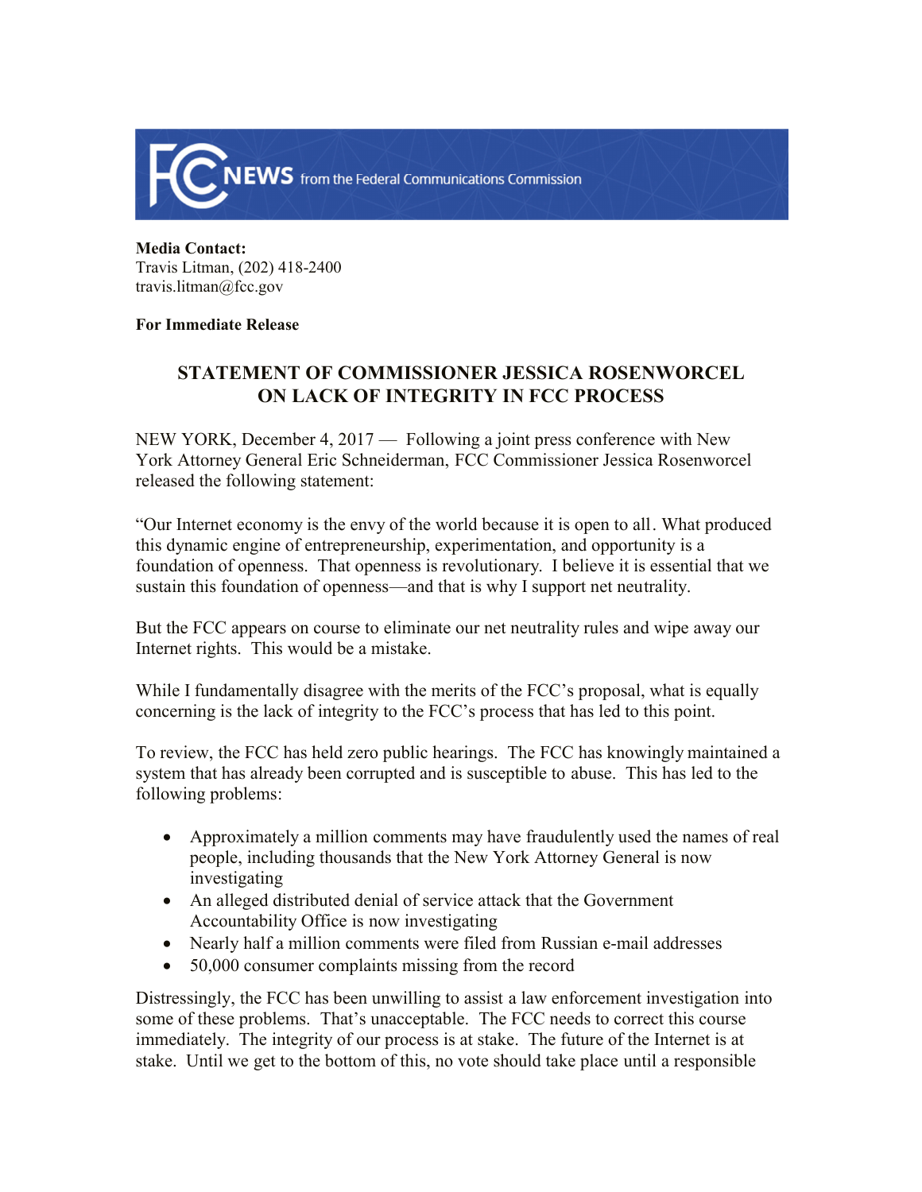**FCC NEWS** from the Federal Communications Commission

**Media Contact:**
Travis Litman, (202) 418-2400
travis.litman@fcc.gov

**For Immediate Release**

## STATEMENT OF COMMISSIONER JESSICA ROSENWORCEL ON LACK OF INTEGRITY IN FCC PROCESS

NEW YORK, December 4, 2017 — Following a joint press conference with New York Attorney General Eric Schneiderman, FCC Commissioner Jessica Rosenworcel released the following statement:

"Our Internet economy is the envy of the world because it is open to all. What produced this dynamic engine of entrepreneurship, experimentation, and opportunity is a foundation of openness. That openness is revolutionary. I believe it is essential that we sustain this foundation of openness—and that is why I support net neutrality.

But the FCC appears on course to eliminate our net neutrality rules and wipe away our Internet rights. This would be a mistake.

While I fundamentally disagree with the merits of the FCC's proposal, what is equally concerning is the lack of integrity to the FCC's process that has led to this point.

To review, the FCC has held zero public hearings. The FCC has knowingly maintained a system that has already been corrupted and is susceptible to abuse. This has led to the following problems:

- Approximately a million comments may have fraudulently used the names of real people, including thousands that the New York Attorney General is now investigating
- An alleged distributed denial of service attack that the Government Accountability Office is now investigating
- Nearly half a million comments were filed from Russian e-mail addresses
- 50,000 consumer complaints missing from the record

Distressingly, the FCC has been unwilling to assist a law enforcement investigation into some of these problems. That's unacceptable. The FCC needs to correct this course immediately. The integrity of our process is at stake. The future of the Internet is at stake. Until we get to the bottom of this, no vote should take place until a responsible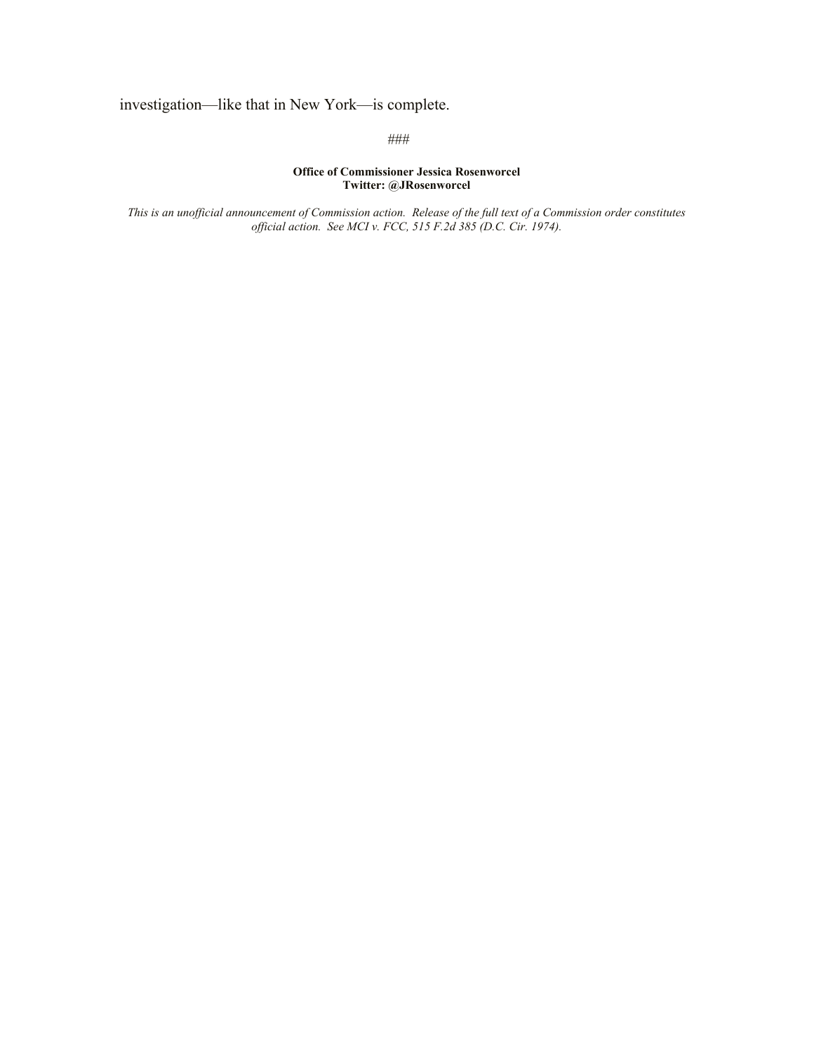investigation—like that in New York—is complete.

###

**Office of Commissioner Jessica Rosenworcel**
**Twitter: @JRosenworcel**

*This is an unofficial announcement of Commission action. Release of the full text of a Commission order constitutes official action. See MCI v. FCC, 515 F.2d 385 (D.C. Cir. 1974).*